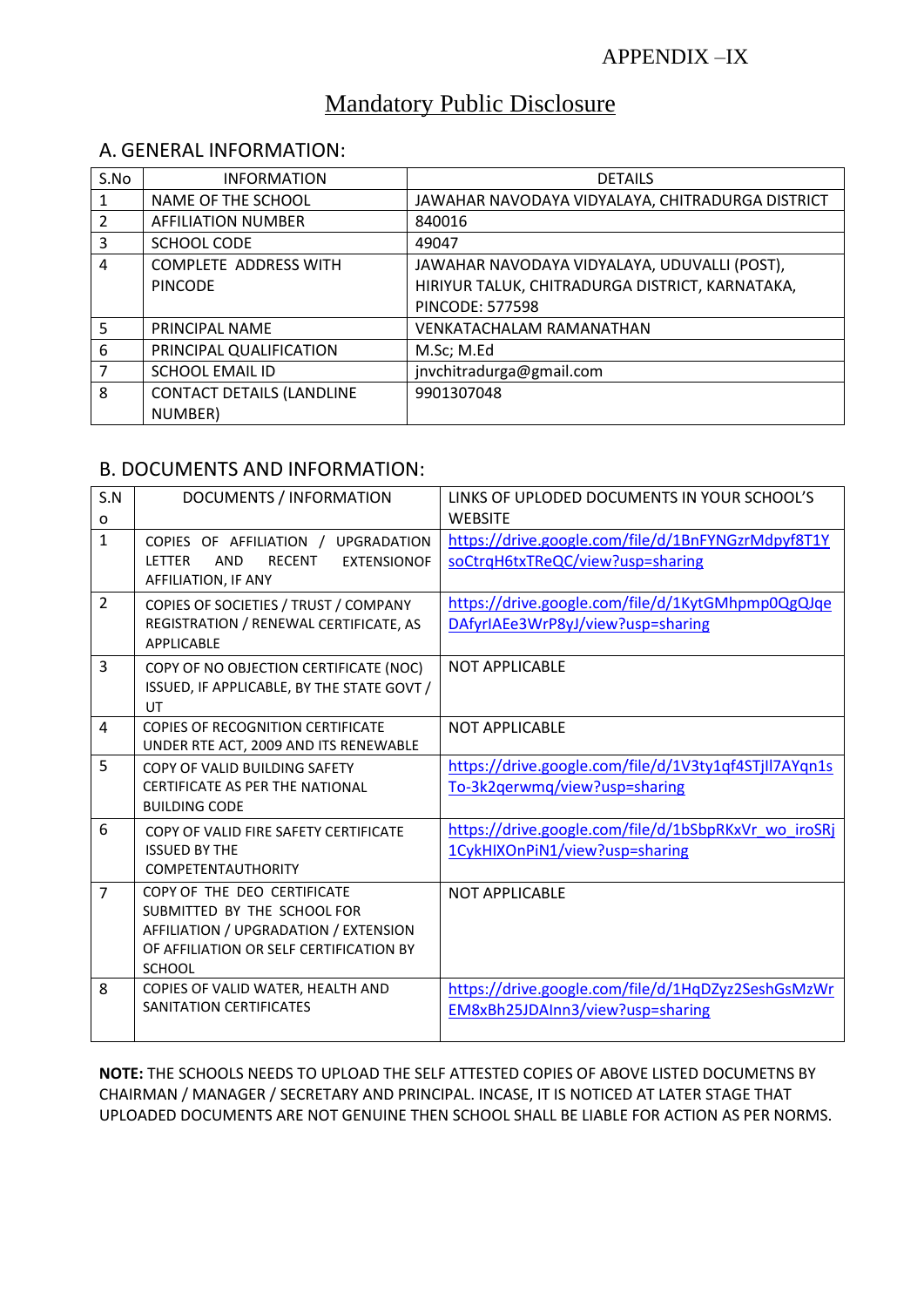APPENDIX –IX

# Mandatory Public Disclosure

## A. GENERAL INFORMATION:

| S.No | INFORMATION | DETAILS |
|---|---|---|
| 1 | NAME OF THE SCHOOL | JAWAHAR NAVODAYA VIDYALAYA, CHITRADURGA DISTRICT |
| 2 | AFFILIATION NUMBER | 840016 |
| 3 | SCHOOL CODE | 49047 |
| 4 | COMPLETE ADDRESS WITH PINCODE | JAWAHAR NAVODAYA VIDYALAYA, UDUVALLI (POST), HIRIYUR TALUK, CHITRADURGA DISTRICT, KARNATAKA, PINCODE: 577598 |
| 5 | PRINCIPAL NAME | VENKATACHALAM RAMANATHAN |
| 6 | PRINCIPAL QUALIFICATION | M.Sc; M.Ed |
| 7 | SCHOOL EMAIL ID | jnvchitradurga@gmail.com |
| 8 | CONTACT DETAILS (LANDLINE NUMBER) | 9901307048 |

## B. DOCUMENTS AND INFORMATION:

| S.No | DOCUMENTS / INFORMATION | LINKS OF UPLODED DOCUMENTS IN YOUR SCHOOL'S WEBSITE |
|---|---|---|
| 1 | COPIES OF AFFILIATION / UPGRADATION LETTER AND RECENT EXTENSIONOF AFFILIATION, IF ANY | https://drive.google.com/file/d/1BnFYNGzrMdpyf8T1YsoCtrqH6txTReQC/view?usp=sharing |
| 2 | COPIES OF SOCIETIES / TRUST / COMPANY REGISTRATION / RENEWAL CERTIFICATE, AS APPLICABLE | https://drive.google.com/file/d/1KytGMhpmp0QgQJqeDAfyrIAEe3WrP8yJ/view?usp=sharing |
| 3 | COPY OF NO OBJECTION CERTIFICATE (NOC) ISSUED, IF APPLICABLE, BY THE STATE GOVT / UT | NOT APPLICABLE |
| 4 | COPIES OF RECOGNITION CERTIFICATE UNDER RTE ACT, 2009 AND ITS RENEWABLE | NOT APPLICABLE |
| 5 | COPY OF VALID BUILDING SAFETY CERTIFICATE AS PER THE NATIONAL BUILDING CODE | https://drive.google.com/file/d/1V3ty1qf4STjIl7AYqn1sTo-3k2qerwmq/view?usp=sharing |
| 6 | COPY OF VALID FIRE SAFETY CERTIFICATE ISSUED BY THE COMPETENTAUTHORITY | https://drive.google.com/file/d/1bSbpRKxVr_wo_iroSRj1CykHIXOnPiN1/view?usp=sharing |
| 7 | COPY OF THE DEO CERTIFICATE SUBMITTED BY THE SCHOOL FOR AFFILIATION / UPGRADATION / EXTENSION OF AFFILIATION OR SELF CERTIFICATION BY SCHOOL | NOT APPLICABLE |
| 8 | COPIES OF VALID WATER, HEALTH AND SANITATION CERTIFICATES | https://drive.google.com/file/d/1HqDZyz2SeshGsMzWrEM8xBh25JDAInn3/view?usp=sharing |

**NOTE:** THE SCHOOLS NEEDS TO UPLOAD THE SELF ATTESTED COPIES OF ABOVE LISTED DOCUMETNS BY CHAIRMAN / MANAGER / SECRETARY AND PRINCIPAL. INCASE, IT IS NOTICED AT LATER STAGE THAT UPLOADED DOCUMENTS ARE NOT GENUINE THEN SCHOOL SHALL BE LIABLE FOR ACTION AS PER NORMS.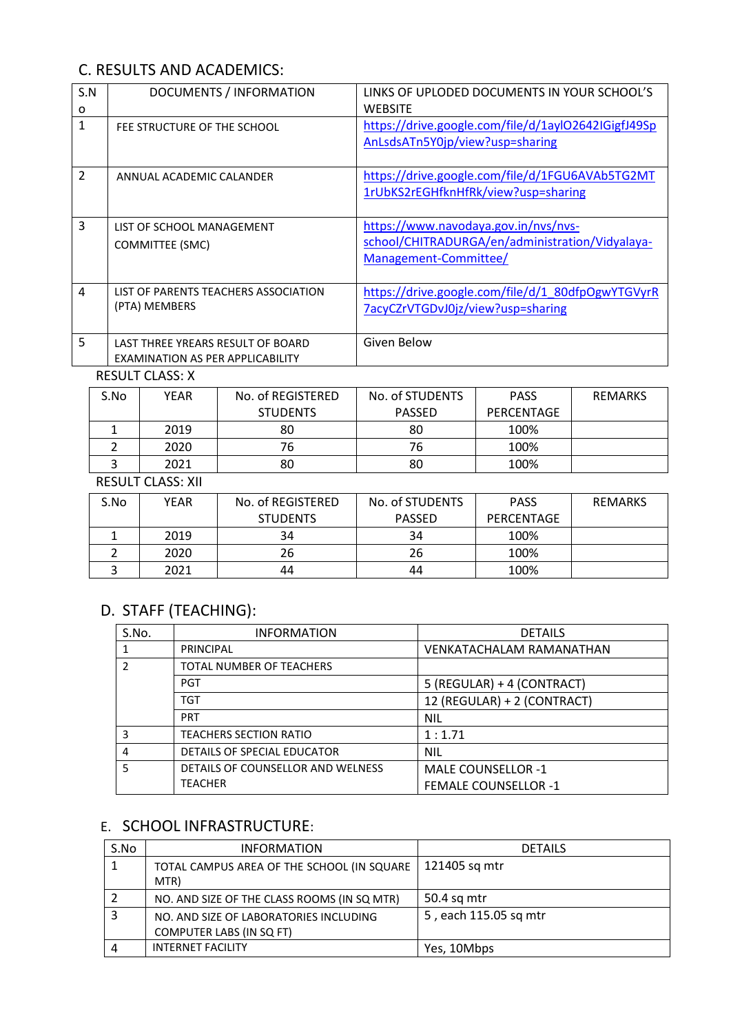## C. RESULTS AND ACADEMICS:

| S.No | DOCUMENTS / INFORMATION | LINKS OF UPLODED DOCUMENTS IN YOUR SCHOOL'S WEBSITE |
|---|---|---|
| 1 | FEE STRUCTURE OF THE SCHOOL | https://drive.google.com/file/d/1aylO2642IGigfJ49SpAnLsdsATn5Y0jp/view?usp=sharing |
| 2 | ANNUAL ACADEMIC CALANDER | https://drive.google.com/file/d/1FGU6AVAb5TG2MT1rUbKS2rEGHfknHfRk/view?usp=sharing |
| 3 | LIST OF SCHOOL MANAGEMENT COMMITTEE (SMC) | https://www.navodaya.gov.in/nvs/nvs-school/CHITRADURGA/en/administration/Vidyalaya-Management-Committee/ |
| 4 | LIST OF PARENTS TEACHERS ASSOCIATION (PTA) MEMBERS | https://drive.google.com/file/d/1_80dfpOgwYTGVyrR7acyCZrVTGDvJ0jz/view?usp=sharing |
| 5 | LAST THREE YREARS RESULT OF BOARD EXAMINATION AS PER APPLICABILITY | Given Below |

RESULT CLASS: X

| S.No | YEAR | No. of REGISTERED STUDENTS | No. of STUDENTS PASSED | PASS PERCENTAGE | REMARKS |
|---|---|---|---|---|---|
| 1 | 2019 | 80 | 80 | 100% | |
| 2 | 2020 | 76 | 76 | 100% | |
| 3 | 2021 | 80 | 80 | 100% | |

RESULT CLASS: XII

| S.No | YEAR | No. of REGISTERED STUDENTS | No. of STUDENTS PASSED | PASS PERCENTAGE | REMARKS |
|---|---|---|---|---|---|
| 1 | 2019 | 34 | 34 | 100% | |
| 2 | 2020 | 26 | 26 | 100% | |
| 3 | 2021 | 44 | 44 | 100% | |

## D. STAFF (TEACHING):

| S.No. | INFORMATION | DETAILS |
|---|---|---|
| 1 | PRINCIPAL | VENKATACHALAM RAMANATHAN |
| 2 | TOTAL NUMBER OF TEACHERS | |
| | PGT | 5 (REGULAR) + 4 (CONTRACT) |
| | TGT | 12 (REGULAR) + 2 (CONTRACT) |
| | PRT | NIL |
| 3 | TEACHERS SECTION RATIO | 1 : 1.71 |
| 4 | DETAILS OF SPECIAL EDUCATOR | NIL |
| 5 | DETAILS OF COUNSELLOR AND WELNESS TEACHER | MALE COUNSELLOR -1<br>FEMALE COUNSELLOR -1 |

## E. SCHOOL INFRASTRUCTURE:

| S.No | INFORMATION | DETAILS |
|---|---|---|
| 1 | TOTAL CAMPUS AREA OF THE SCHOOL (IN SQUARE MTR) | 121405 sq mtr |
| 2 | NO. AND SIZE OF THE CLASS ROOMS (IN SQ MTR) | 50.4 sq mtr |
| 3 | NO. AND SIZE OF LABORATORIES INCLUDING COMPUTER LABS (IN SQ FT) | 5 , each 115.05 sq mtr |
| 4 | INTERNET FACILITY | Yes, 10Mbps |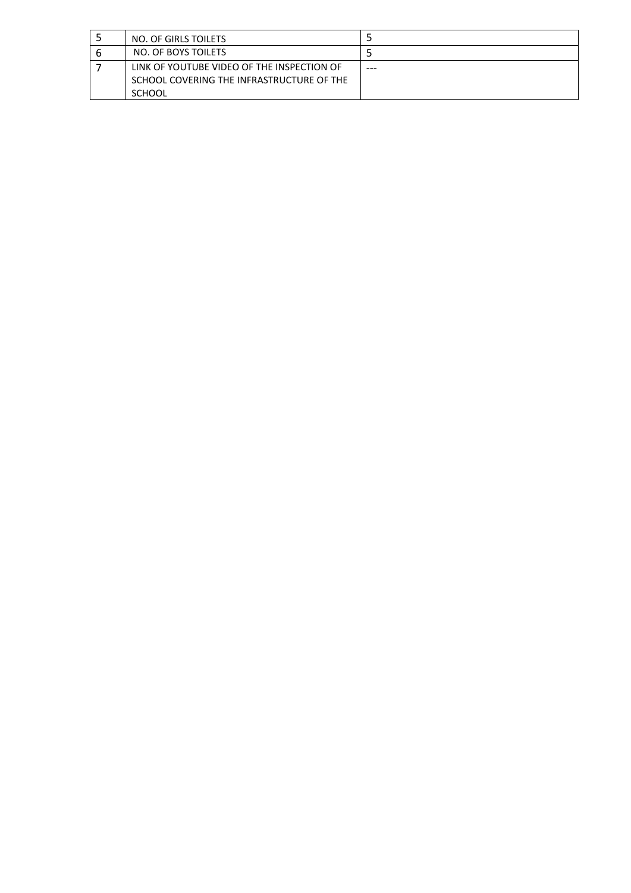| | | |
|---|---|---|
| 5 | NO. OF GIRLS TOILETS | 5 |
| 6 | NO. OF BOYS TOILETS | 5 |
| 7 | LINK OF YOUTUBE VIDEO OF THE INSPECTION OF SCHOOL COVERING THE INFRASTRUCTURE OF THE SCHOOL | --- |